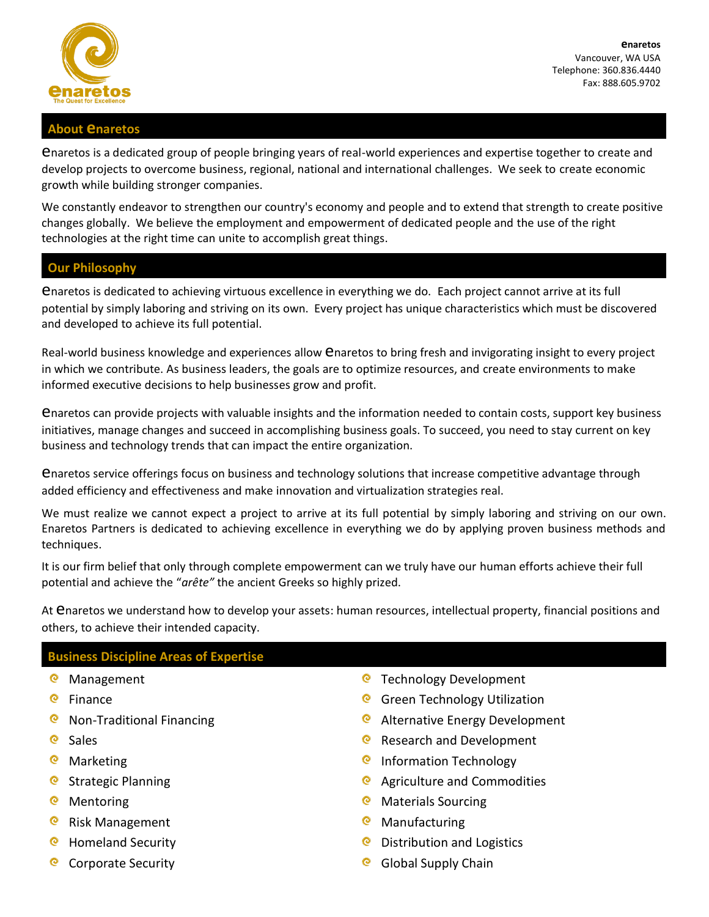**enaretos**
Vancouver, WA USA
Telephone: 360.836.4440
Fax: 888.605.9702

## About enaretos

enaretos is a dedicated group of people bringing years of real-world experiences and expertise together to create and develop projects to overcome business, regional, national and international challenges. We seek to create economic growth while building stronger companies.

We constantly endeavor to strengthen our country's economy and people and to extend that strength to create positive changes globally. We believe the employment and empowerment of dedicated people and the use of the right technologies at the right time can unite to accomplish great things.

## Our Philosophy

enaretos is dedicated to achieving virtuous excellence in everything we do. Each project cannot arrive at its full potential by simply laboring and striving on its own. Every project has unique characteristics which must be discovered and developed to achieve its full potential.

Real-world business knowledge and experiences allow enaretos to bring fresh and invigorating insight to every project in which we contribute. As business leaders, the goals are to optimize resources, and create environments to make informed executive decisions to help businesses grow and profit.

enaretos can provide projects with valuable insights and the information needed to contain costs, support key business initiatives, manage changes and succeed in accomplishing business goals. To succeed, you need to stay current on key business and technology trends that can impact the entire organization.

enaretos service offerings focus on business and technology solutions that increase competitive advantage through added efficiency and effectiveness and make innovation and virtualization strategies real.

We must realize we cannot expect a project to arrive at its full potential by simply laboring and striving on our own. Enaretos Partners is dedicated to achieving excellence in everything we do by applying proven business methods and techniques.

It is our firm belief that only through complete empowerment can we truly have our human efforts achieve their full potential and achieve the "*arête"* the ancient Greeks so highly prized.

At enaretos we understand how to develop your assets: human resources, intellectual property, financial positions and others, to achieve their intended capacity.

## Business Discipline Areas of Expertise

- Management
- Finance
- Non-Traditional Financing
- Sales
- Marketing
- Strategic Planning
- Mentoring
- Risk Management
- Homeland Security
- Corporate Security
- Technology Development
- Green Technology Utilization
- Alternative Energy Development
- Research and Development
- Information Technology
- Agriculture and Commodities
- Materials Sourcing
- Manufacturing
- Distribution and Logistics
- Global Supply Chain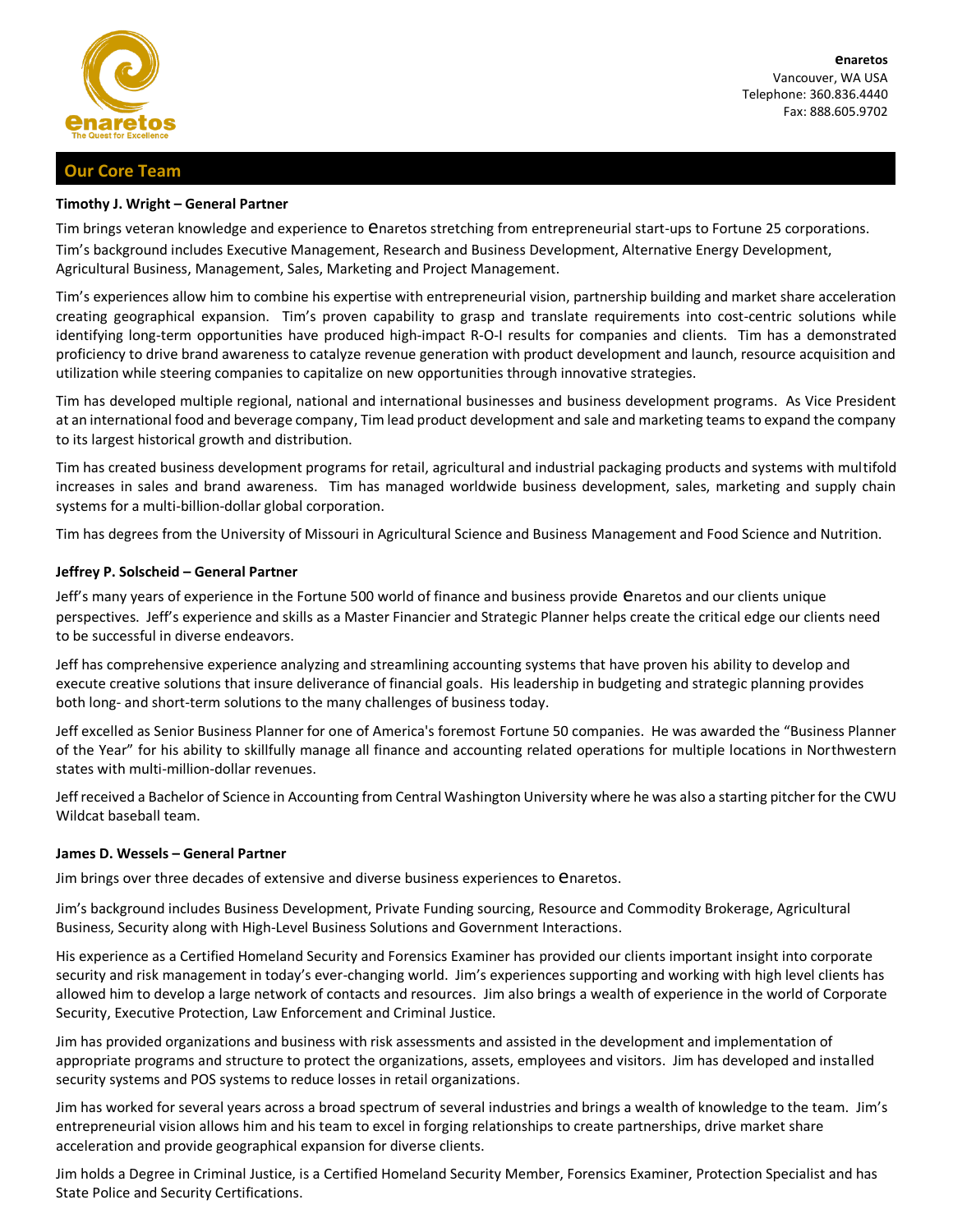**enaretos**
Vancouver, WA USA
Telephone: 360.836.4440
Fax: 888.605.9702

## Our Core Team

**Timothy J. Wright – General Partner**

Tim brings veteran knowledge and experience to enaretos stretching from entrepreneurial start-ups to Fortune 25 corporations. Tim's background includes Executive Management, Research and Business Development, Alternative Energy Development, Agricultural Business, Management, Sales, Marketing and Project Management.

Tim's experiences allow him to combine his expertise with entrepreneurial vision, partnership building and market share acceleration creating geographical expansion. Tim's proven capability to grasp and translate requirements into cost-centric solutions while identifying long-term opportunities have produced high-impact R-O-I results for companies and clients. Tim has a demonstrated proficiency to drive brand awareness to catalyze revenue generation with product development and launch, resource acquisition and utilization while steering companies to capitalize on new opportunities through innovative strategies.

Tim has developed multiple regional, national and international businesses and business development programs. As Vice President at an international food and beverage company, Tim lead product development and sale and marketing teams to expand the company to its largest historical growth and distribution.

Tim has created business development programs for retail, agricultural and industrial packaging products and systems with multifold increases in sales and brand awareness. Tim has managed worldwide business development, sales, marketing and supply chain systems for a multi-billion-dollar global corporation.

Tim has degrees from the University of Missouri in Agricultural Science and Business Management and Food Science and Nutrition.

**Jeffrey P. Solscheid – General Partner**

Jeff's many years of experience in the Fortune 500 world of finance and business provide enaretos and our clients unique perspectives. Jeff's experience and skills as a Master Financier and Strategic Planner helps create the critical edge our clients need to be successful in diverse endeavors.

Jeff has comprehensive experience analyzing and streamlining accounting systems that have proven his ability to develop and execute creative solutions that insure deliverance of financial goals. His leadership in budgeting and strategic planning provides both long- and short-term solutions to the many challenges of business today.

Jeff excelled as Senior Business Planner for one of America's foremost Fortune 50 companies. He was awarded the "Business Planner of the Year" for his ability to skillfully manage all finance and accounting related operations for multiple locations in Northwestern states with multi-million-dollar revenues.

Jeff received a Bachelor of Science in Accounting from Central Washington University where he was also a starting pitcher for the CWU Wildcat baseball team.

**James D. Wessels – General Partner**

Jim brings over three decades of extensive and diverse business experiences to enaretos.

Jim's background includes Business Development, Private Funding sourcing, Resource and Commodity Brokerage, Agricultural Business, Security along with High-Level Business Solutions and Government Interactions.

His experience as a Certified Homeland Security and Forensics Examiner has provided our clients important insight into corporate security and risk management in today's ever-changing world. Jim's experiences supporting and working with high level clients has allowed him to develop a large network of contacts and resources. Jim also brings a wealth of experience in the world of Corporate Security, Executive Protection, Law Enforcement and Criminal Justice.

Jim has provided organizations and business with risk assessments and assisted in the development and implementation of appropriate programs and structure to protect the organizations, assets, employees and visitors. Jim has developed and installed security systems and POS systems to reduce losses in retail organizations.

Jim has worked for several years across a broad spectrum of several industries and brings a wealth of knowledge to the team. Jim's entrepreneurial vision allows him and his team to excel in forging relationships to create partnerships, drive market share acceleration and provide geographical expansion for diverse clients.

Jim holds a Degree in Criminal Justice, is a Certified Homeland Security Member, Forensics Examiner, Protection Specialist and has State Police and Security Certifications.